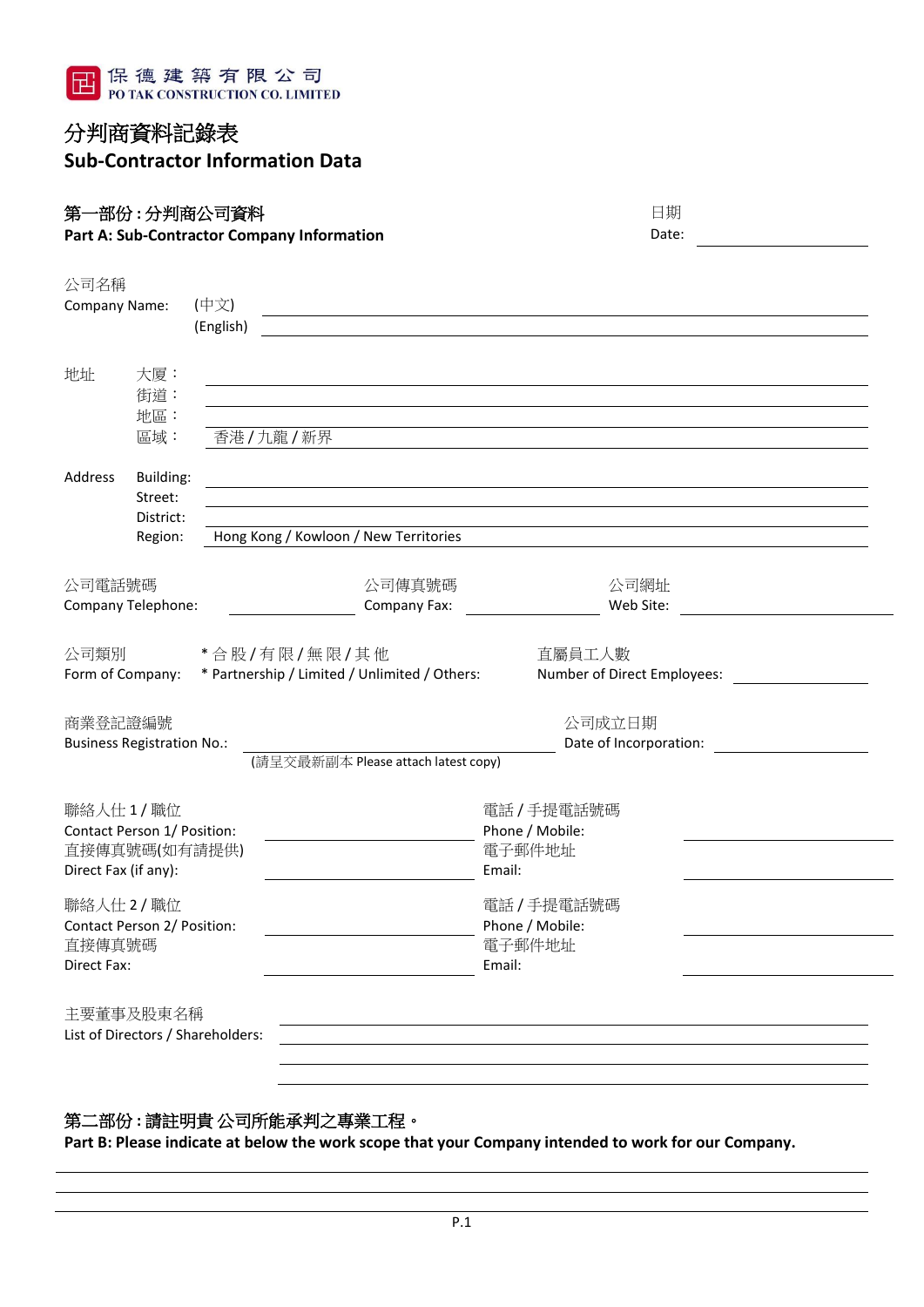保德建築有限公司
PO TAK CONSTRUCTION CO. LIMITED

# 分判商資料記錄表
# Sub-Contractor Information Data

## 第一部份 : 分判商公司資料
## Part A: Sub-Contractor Company Information

日期
Date: ____________________

公司名稱
Company Name: (中文) ____________________
(English) ____________________

地址
大厦： ____________________
街道： ____________________
地區： ____________________
區域： 香港 / 九龍 / 新界

Address
Building: ____________________
Street: ____________________
District: ____________________
Region: Hong Kong / Kowloon / New Territories

公司電話號碼
Company Telephone: ____________

公司傳真號碼
Company Fax: ____________

公司網址
Web Site: ____________

公司類別
Form of Company: * 合 股 / 有 限 / 無 限 / 其 他
* Partnership / Limited / Unlimited / Others:

直屬員工人數
Number of Direct Employees: ____________

商業登記證編號
Business Registration No.: ____________________
(請呈交最新副本 Please attach latest copy)

公司成立日期
Date of Incorporation: ____________

聯絡人仕 1 / 職位
Contact Person 1/ Position: ____________

電話 / 手提電話號碼
Phone / Mobile: ____________

直接傳真號碼(如有請提供)
Direct Fax (if any): ____________

電子郵件地址
Email: ____________

聯絡人仕 2 / 職位
Contact Person 2/ Position: ____________

電話 / 手提電話號碼
Phone / Mobile: ____________

直接傳真號碼
Direct Fax: ____________

電子郵件地址
Email: ____________

主要董事及股東名稱
List of Directors / Shareholders: ____________________

## 第二部份 : 請註明貴 公司所能承判之專業工程。
## Part B: Please indicate at below the work scope that your Company intended to work for our Company.

____________________

____________________

____________________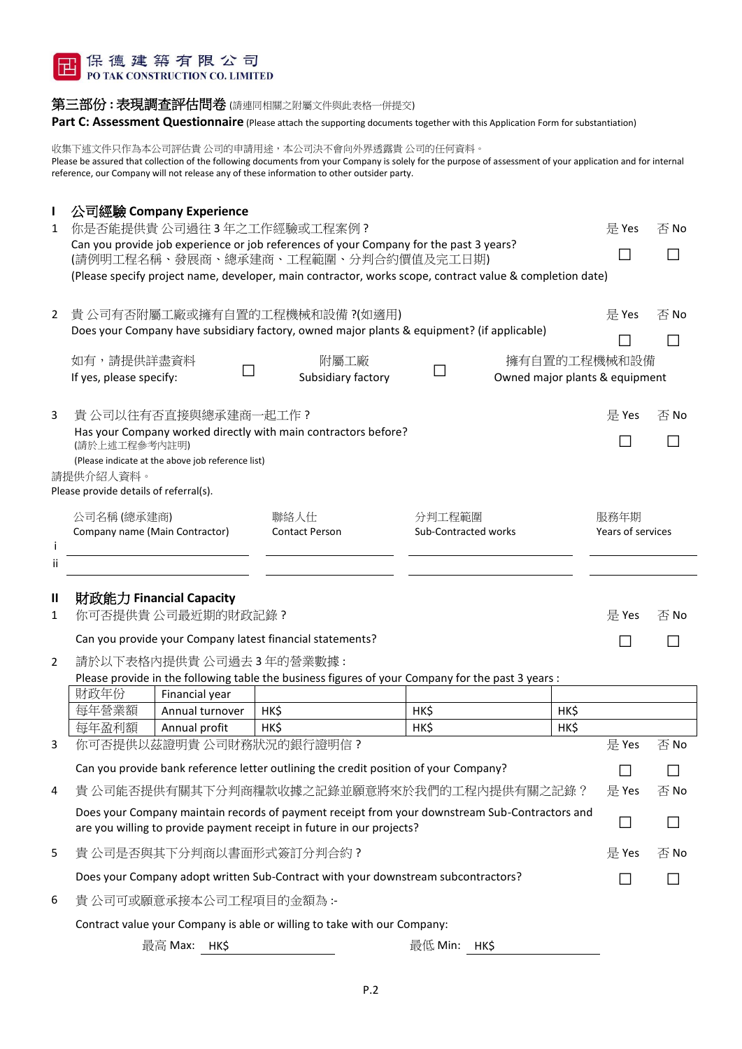保德建築有限公司
PO TAK CONSTRUCTION CO. LIMITED

## 第三部份 : 表現調查評估問卷 (請連同相關之附屬文件與此表格一併提交)

## Part C: Assessment Questionnaire (Please attach the supporting documents together with this Application Form for substantiation)

收集下述文件只作為本公司評估貴 公司的申請用途，本公司決不會向外界透露貴 公司的任何資料。
Please be assured that collection of the following documents from your Company is solely for the purpose of assessment of your application and for internal reference, our Company will not release any of these information to other outsider party.

### I 公司經驗 Company Experience

1 你是否能提供貴 公司過往 3 年之工作經驗或工程案例 ?
Can you provide job experience or job references of your Company for the past 3 years?
(請例明工程名稱、發展商、總承建商、工程範圍、分判合約價值及完工日期)
(Please specify project name, developer, main contractor, works scope, contract value & completion date)

是 Yes ☐ 否 No ☐

2 貴 公司有否附屬工廠或擁有自置的工程機械和設備 ?(如適用)
Does your Company have subsidiary factory, owned major plants & equipment? (if applicable)

是 Yes ☐ 否 No ☐

如有，請提供詳盡資料
If yes, please specify: ☐ 附屬工廠 Subsidiary factory ☐ 擁有自置的工程機械和設備 Owned major plants & equipment

3 貴 公司以往有否直接與總承建商一起工作 ?
Has your Company worked directly with main contractors before?
(請於上述工程參考內註明)
(Please indicate at the above job reference list)

是 Yes ☐ 否 No ☐

請提供介紹人資料。
Please provide details of referral(s).

| | 公司名稱 (總承建商) Company name (Main Contractor) | 聯絡人仕 Contact Person | 分判工程範圍 Sub-Contracted works | 服務年期 Years of services |
|---|---|---|---|---|
| i | | | | |
| ii | | | | |

### II 財政能力 Financial Capacity

1 你可否提供貴 公司最近期的財政記錄 ?
Can you provide your Company latest financial statements?

是 Yes ☐ 否 No ☐

2 請於以下表格內提供貴 公司過去 3 年的營業數據 :
Please provide in the following table the business figures of your Company for the past 3 years :

| 財政年份 | Financial year | | | |
|---|---|---|---|---|
| 每年營業額 | Annual turnover | HK$ | HK$ | HK$ |
| 每年盈利額 | Annual profit | HK$ | HK$ | HK$ |

3 你可否提供以茲證明貴 公司財務狀況的銀行證明信 ?
Can you provide bank reference letter outlining the credit position of your Company?

是 Yes ☐ 否 No ☐

4 貴 公司能否提供有關其下分判商糧款收據之記錄並願意將來於我們的工程內提供有關之記錄 ?
Does your Company maintain records of payment receipt from your downstream Sub-Contractors and are you willing to provide payment receipt in future in our projects?

是 Yes ☐ 否 No ☐

5 貴 公司是否與其下分判商以書面形式簽訂分判合約 ?
Does your Company adopt written Sub-Contract with your downstream subcontractors?

是 Yes ☐ 否 No ☐

6 貴 公司可或願意承接本公司工程項目的金額為 :-
Contract value your Company is able or willing to take with our Company:

最高 Max: HK$ ____________ 最低 Min: HK$ ____________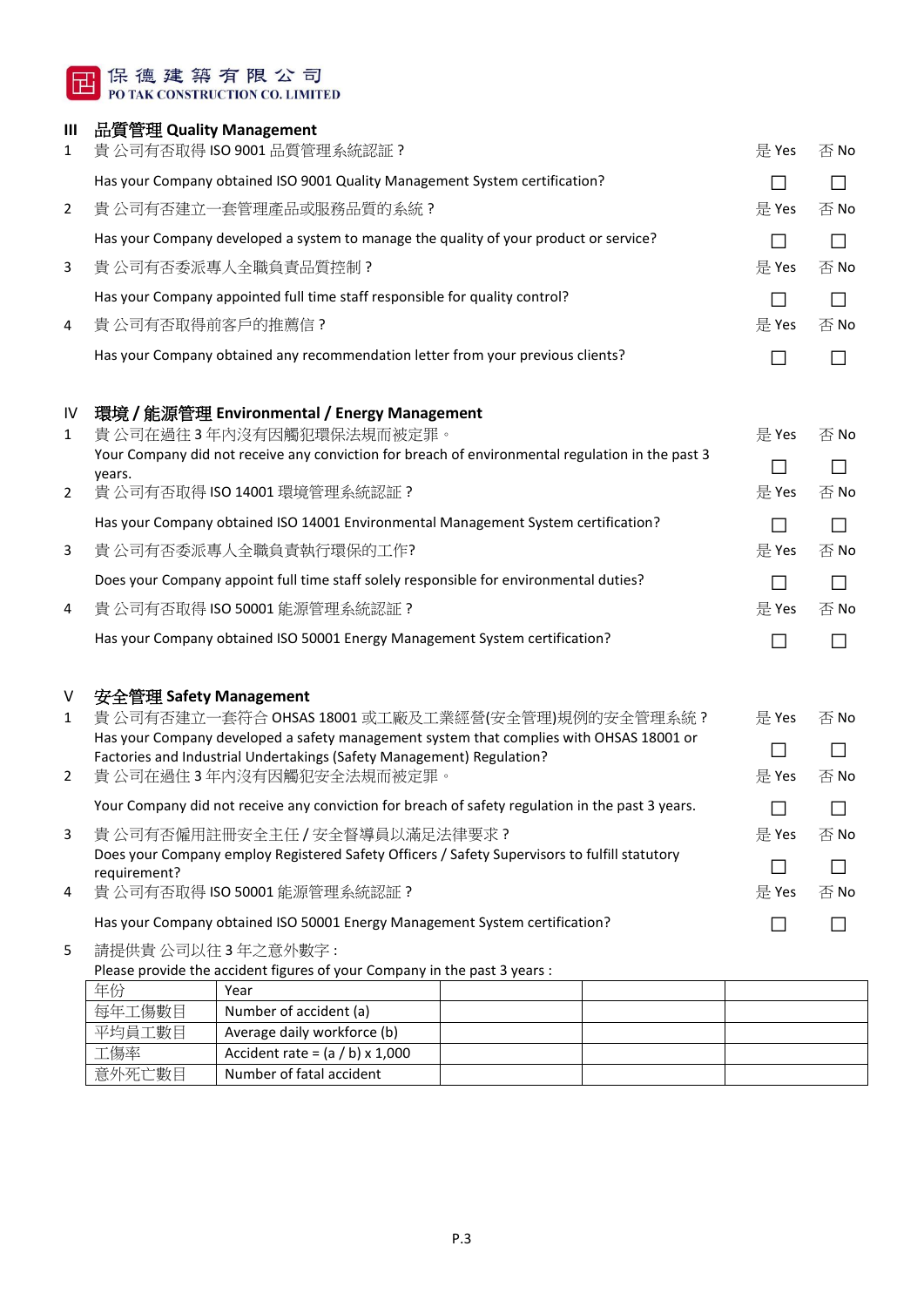## III 品質管理 Quality Management

| | | 是 Yes | 否 No |
|---|---|---|---|
| 1 | 貴 公司有否取得 ISO 9001 品質管理系統認証？<br>Has your Company obtained ISO 9001 Quality Management System certification? | ☐ | ☐ |
| 2 | 貴 公司有否建立一套管理產品或服務品質的系統？<br>Has your Company developed a system to manage the quality of your product or service? | ☐ | ☐ |
| 3 | 貴 公司有否委派專人全職負責品質控制？<br>Has your Company appointed full time staff responsible for quality control? | ☐ | ☐ |
| 4 | 貴 公司有否取得前客戶的推薦信？<br>Has your Company obtained any recommendation letter from your previous clients? | ☐ | ☐ |

## IV 環境 / 能源管理 Environmental / Energy Management

| | | 是 Yes | 否 No |
|---|---|---|---|
| 1 | 貴 公司在過往 3 年內沒有因觸犯環保法規而被定罪。<br>Your Company did not receive any conviction for breach of environmental regulation in the past 3 years. | ☐ | ☐ |
| 2 | 貴 公司有否取得 ISO 14001 環境管理系統認証？<br>Has your Company obtained ISO 14001 Environmental Management System certification? | ☐ | ☐ |
| 3 | 貴 公司有否委派專人全職負責執行環保的工作?<br>Does your Company appoint full time staff solely responsible for environmental duties? | ☐ | ☐ |
| 4 | 貴 公司有否取得 ISO 50001 能源管理系統認証？<br>Has your Company obtained ISO 50001 Energy Management System certification? | ☐ | ☐ |

## V 安全管理 Safety Management

| | | 是 Yes | 否 No |
|---|---|---|---|
| 1 | 貴 公司有否建立一套符合 OHSAS 18001 或工廠及工業經營(安全管理)規例的安全管理系統？<br>Has your Company developed a safety management system that complies with OHSAS 18001 or Factories and Industrial Undertakings (Safety Management) Regulation? | ☐ | ☐ |
| 2 | 貴 公司在過往 3 年內沒有因觸犯安全法規而被定罪。<br>Your Company did not receive any conviction for breach of safety regulation in the past 3 years. | ☐ | ☐ |
| 3 | 貴 公司有否僱用註冊安全主任 / 安全督導員以滿足法律要求？<br>Does your Company employ Registered Safety Officers / Safety Supervisors to fulfill statutory requirement? | ☐ | ☐ |
| 4 | 貴 公司有否取得 ISO 50001 能源管理系統認証？<br>Has your Company obtained ISO 50001 Energy Management System certification? | ☐ | ☐ |

5 請提供貴 公司以往 3 年之意外數字：
Please provide the accident figures of your Company in the past 3 years :

| 年份 | Year | | | |
|---|---|---|---|---|
| 每年工傷數目 | Number of accident (a) | | | |
| 平均員工數目 | Average daily workforce (b) | | | |
| 工傷率 | Accident rate = (a / b) x 1,000 | | | |
| 意外死亡數目 | Number of fatal accident | | | |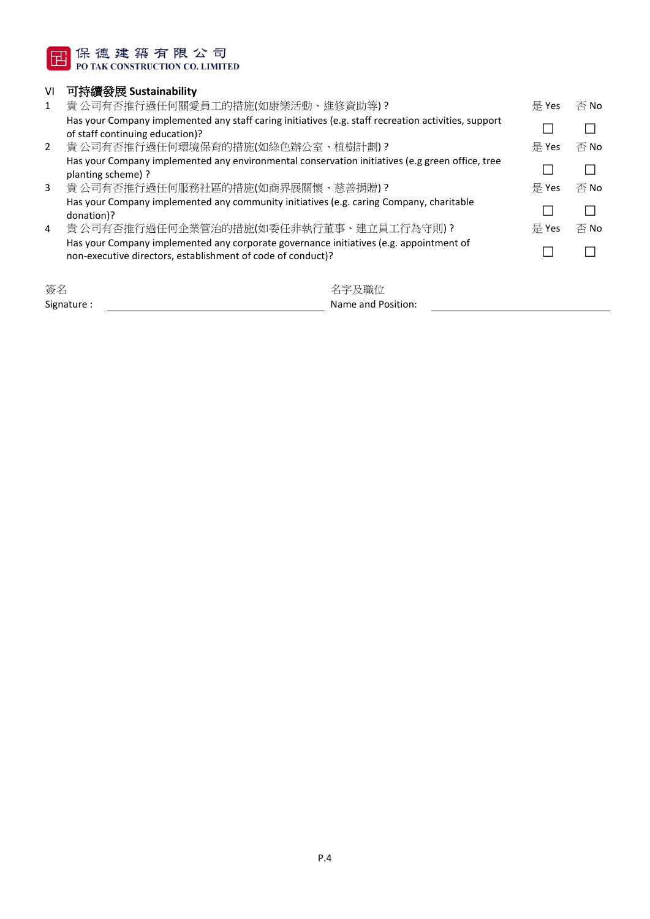保德建築有限公司
PO TAK CONSTRUCTION CO. LIMITED

## VI 可持續發展 Sustainability

| | | 是 Yes | 否 No |
|---|---|---|---|
| 1 | 貴公司有否推行過任何關愛員工的措施(如康樂活動、進修資助等)？<br>Has your Company implemented any staff caring initiatives (e.g. staff recreation activities, support of staff continuing education)? | ☐ | ☐ |
| 2 | 貴公司有否推行過任何環境保育的措施(如綠色辦公室、植樹計劃)？<br>Has your Company implemented any environmental conservation initiatives (e.g green office, tree planting scheme)? | ☐ | ☐ |
| 3 | 貴公司有否推行過任何服務社區的措施(如商界展關懷、慈善捐贈)？<br>Has your Company implemented any community initiatives (e.g. caring Company, charitable donation)? | ☐ | ☐ |
| 4 | 貴公司有否推行過任何企業管治的措施(如委任非執行董事、建立員工行為守則)？<br>Has your Company implemented any corporate governance initiatives (e.g. appointment of non-executive directors, establishment of code of conduct)? | ☐ | ☐ |

簽名
Signature : ______________________________

名字及職位
Name and Position: ______________________________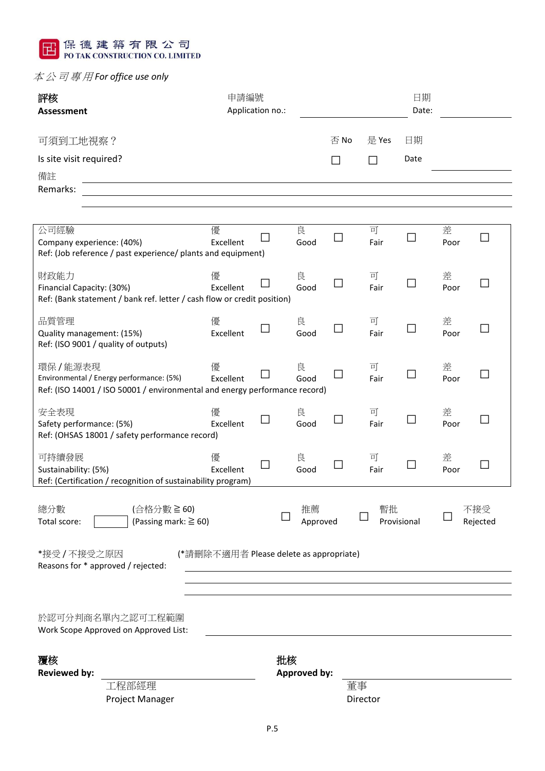保德建築有限公司
PO TAK CONSTRUCTION CO. LIMITED

*本公司專用 For office use only*

**評核**
**Assessment**

申請編號
Application no.: ____________

日期
Date: ____________

可須到工地視察？
Is site visit required?

否 No ☐ 是 Yes ☐ 日期 Date ____________

備註
Remarks: ____________

| | | | | | | | | |
|---|---|---|---|---|---|---|---|---|
| 公司經驗<br>Company experience: (40%)<br>Ref: (Job reference / past experience/ plants and equipment) | 優<br>Excellent | ☐ | 良<br>Good | ☐ | 可<br>Fair | ☐ | 差<br>Poor | ☐ |
| 財政能力<br>Financial Capacity: (30%)<br>Ref: (Bank statement / bank ref. letter / cash flow or credit position) | 優<br>Excellent | ☐ | 良<br>Good | ☐ | 可<br>Fair | ☐ | 差<br>Poor | ☐ |
| 品質管理<br>Quality management: (15%)<br>Ref: (ISO 9001 / quality of outputs) | 優<br>Excellent | ☐ | 良<br>Good | ☐ | 可<br>Fair | ☐ | 差<br>Poor | ☐ |
| 環保 / 能源表現<br>Environmental / Energy performance: (5%)<br>Ref: (ISO 14001 / ISO 50001 / environmental and energy performance record) | 優<br>Excellent | ☐ | 良<br>Good | ☐ | 可<br>Fair | ☐ | 差<br>Poor | ☐ |
| 安全表現<br>Safety performance: (5%)<br>Ref: (OHSAS 18001 / safety performance record) | 優<br>Excellent | ☐ | 良<br>Good | ☐ | 可<br>Fair | ☐ | 差<br>Poor | ☐ |
| 可持續發展<br>Sustainability: (5%)<br>Ref: (Certification / recognition of sustainability program) | 優<br>Excellent | ☐ | 良<br>Good | ☐ | 可<br>Fair | ☐ | 差<br>Poor | ☐ |

總分數
Total score: ☐ (合格分數 ≧ 60) (Passing mark: ≧ 60)

☐ 推薦 Approved ☐ 暫批 Provisional ☐ 不接受 Rejected

*接受 / 不接受之原因 (*請刪除不適用者 Please delete as appropriate)
Reasons for * approved / rejected: ____________

於認可分判商名單內之認可工程範圍
Work Scope Approved on Approved List: ____________

**覆核**
**Reviewed by:** ____________
工程部經理
Project Manager

**批核**
**Approved by:** ____________
董事
Director